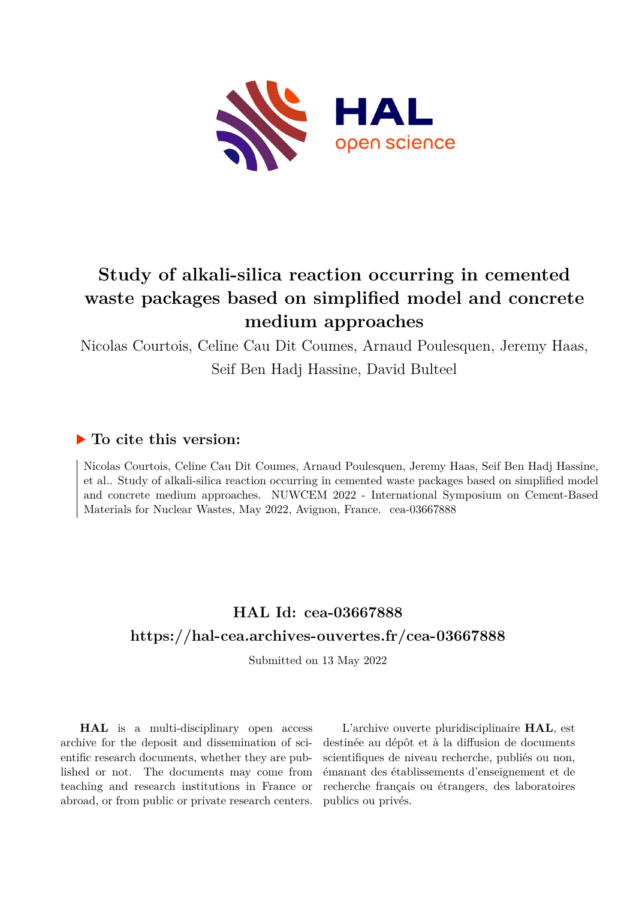# Study of alkali-silica reaction occurring in cemented waste packages based on simplified model and concrete medium approaches

Nicolas Courtois, Celine Cau Dit Coumes, Arnaud Poulesquen, Jeremy Haas, Seif Ben Hadj Hassine, David Bulteel

## ▶ To cite this version:

Nicolas Courtois, Celine Cau Dit Coumes, Arnaud Poulesquen, Jeremy Haas, Seif Ben Hadj Hassine, et al.. Study of alkali-silica reaction occurring in cemented waste packages based on simplified model and concrete medium approaches. NUWCEM 2022 - International Symposium on Cement-Based Materials for Nuclear Wastes, May 2022, Avignon, France. cea-03667888

## HAL Id: cea-03667888

## https://hal-cea.archives-ouvertes.fr/cea-03667888

Submitted on 13 May 2022

**HAL** is a multi-disciplinary open access archive for the deposit and dissemination of scientific research documents, whether they are published or not. The documents may come from teaching and research institutions in France or abroad, or from public or private research centers.

L'archive ouverte pluridisciplinaire **HAL**, est destinée au dépôt et à la diffusion de documents scientifiques de niveau recherche, publiés ou non, émanant des établissements d'enseignement et de recherche français ou étrangers, des laboratoires publics ou privés.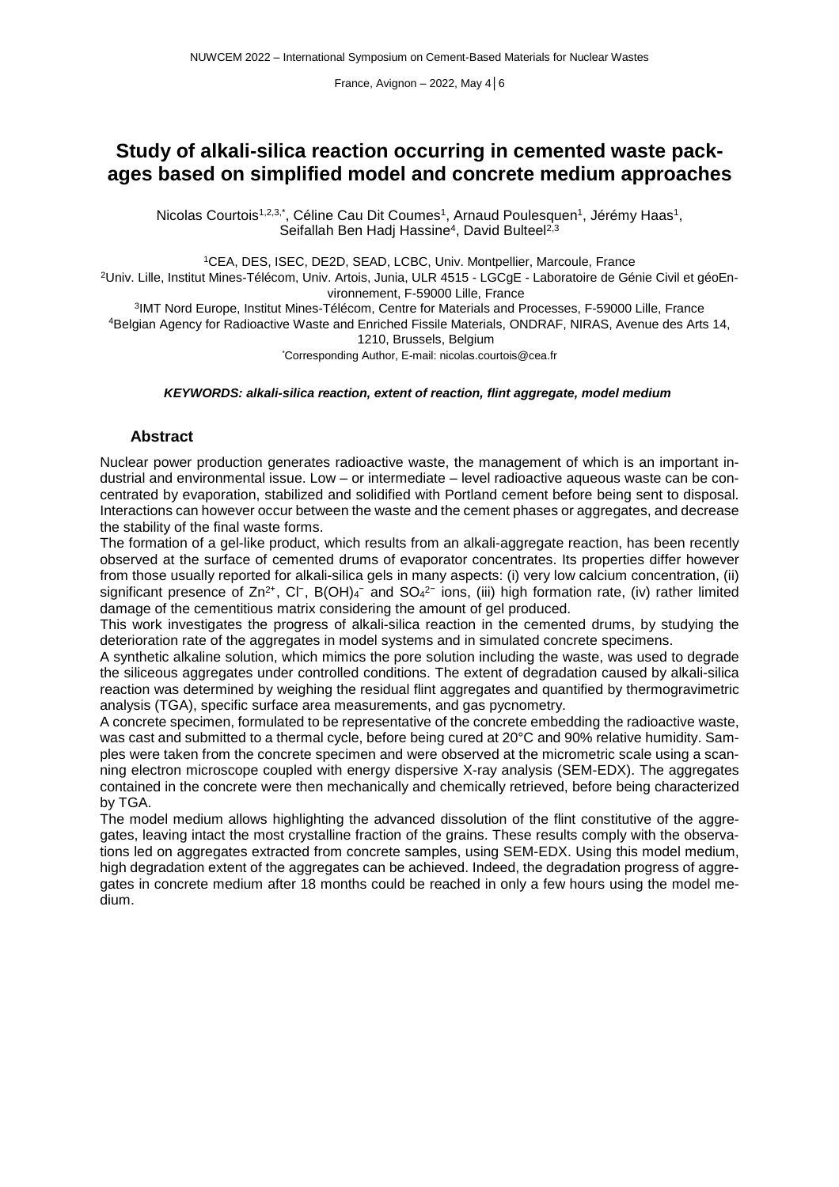# Study of alkali-silica reaction occurring in cemented waste packages based on simplified model and concrete medium approaches

Nicolas Courtois[1,2,3,*], Céline Cau Dit Coumes[1], Arnaud Poulesquen[1], Jérémy Haas[1], Seifallah Ben Hadj Hassine[4], David Bulteel[2,3]

[1]CEA, DES, ISEC, DE2D, SEAD, LCBC, Univ. Montpellier, Marcoule, France

[2]Univ. Lille, Institut Mines-Télécom, Univ. Artois, Junia, ULR 4515 - LGCgE - Laboratoire de Génie Civil et géoEnvironnement, F-59000 Lille, France

[3]IMT Nord Europe, Institut Mines-Télécom, Centre for Materials and Processes, F-59000 Lille, France

[4]Belgian Agency for Radioactive Waste and Enriched Fissile Materials, ONDRAF, NIRAS, Avenue des Arts 14, 1210, Brussels, Belgium

*Corresponding Author, E-mail: nicolas.courtois@cea.fr

***KEYWORDS: alkali-silica reaction, extent of reaction, flint aggregate, model medium***

## Abstract

Nuclear power production generates radioactive waste, the management of which is an important industrial and environmental issue. Low – or intermediate – level radioactive aqueous waste can be concentrated by evaporation, stabilized and solidified with Portland cement before being sent to disposal. Interactions can however occur between the waste and the cement phases or aggregates, and decrease the stability of the final waste forms.

The formation of a gel-like product, which results from an alkali-aggregate reaction, has been recently observed at the surface of cemented drums of evaporator concentrates. Its properties differ however from those usually reported for alkali-silica gels in many aspects: (i) very low calcium concentration, (ii) significant presence of $Zn^{2+}$, $Cl^-$, $B(OH)_4^-$ and $SO_4^{2-}$ ions, (iii) high formation rate, (iv) rather limited damage of the cementitious matrix considering the amount of gel produced.

This work investigates the progress of alkali-silica reaction in the cemented drums, by studying the deterioration rate of the aggregates in model systems and in simulated concrete specimens.

A synthetic alkaline solution, which mimics the pore solution including the waste, was used to degrade the siliceous aggregates under controlled conditions. The extent of degradation caused by alkali-silica reaction was determined by weighing the residual flint aggregates and quantified by thermogravimetric analysis (TGA), specific surface area measurements, and gas pycnometry.

A concrete specimen, formulated to be representative of the concrete embedding the radioactive waste, was cast and submitted to a thermal cycle, before being cured at 20°C and 90% relative humidity. Samples were taken from the concrete specimen and were observed at the micrometric scale using a scanning electron microscope coupled with energy dispersive X-ray analysis (SEM-EDX). The aggregates contained in the concrete were then mechanically and chemically retrieved, before being characterized by TGA.

The model medium allows highlighting the advanced dissolution of the flint constitutive of the aggregates, leaving intact the most crystalline fraction of the grains. These results comply with the observations led on aggregates extracted from concrete samples, using SEM-EDX. Using this model medium, high degradation extent of the aggregates can be achieved. Indeed, the degradation progress of aggregates in concrete medium after 18 months could be reached in only a few hours using the model medium.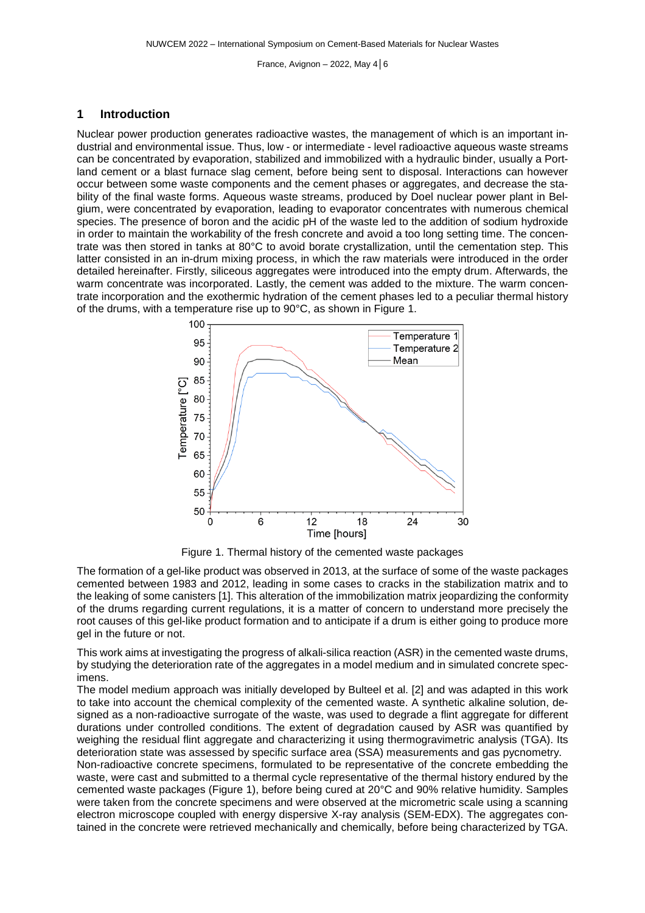## 1 Introduction

Nuclear power production generates radioactive wastes, the management of which is an important industrial and environmental issue. Thus, low - or intermediate - level radioactive aqueous waste streams can be concentrated by evaporation, stabilized and immobilized with a hydraulic binder, usually a Portland cement or a blast furnace slag cement, before being sent to disposal. Interactions can however occur between some waste components and the cement phases or aggregates, and decrease the stability of the final waste forms. Aqueous waste streams, produced by Doel nuclear power plant in Belgium, were concentrated by evaporation, leading to evaporator concentrates with numerous chemical species. The presence of boron and the acidic pH of the waste led to the addition of sodium hydroxide in order to maintain the workability of the fresh concrete and avoid a too long setting time. The concentrate was then stored in tanks at 80°C to avoid borate crystallization, until the cementation step. This latter consisted in an in-drum mixing process, in which the raw materials were introduced in the order detailed hereinafter. Firstly, siliceous aggregates were introduced into the empty drum. Afterwards, the warm concentrate was incorporated. Lastly, the cement was added to the mixture. The warm concentrate incorporation and the exothermic hydration of the cement phases led to a peculiar thermal history of the drums, with a temperature rise up to 90°C, as shown in Figure 1.

Figure 1. Thermal history of the cemented waste packages

The formation of a gel-like product was observed in 2013, at the surface of some of the waste packages cemented between 1983 and 2012, leading in some cases to cracks in the stabilization matrix and to the leaking of some canisters [1]. This alteration of the immobilization matrix jeopardizing the conformity of the drums regarding current regulations, it is a matter of concern to understand more precisely the root causes of this gel-like product formation and to anticipate if a drum is either going to produce more gel in the future or not.

This work aims at investigating the progress of alkali-silica reaction (ASR) in the cemented waste drums, by studying the deterioration rate of the aggregates in a model medium and in simulated concrete specimens.

The model medium approach was initially developed by Bulteel et al. [2] and was adapted in this work to take into account the chemical complexity of the cemented waste. A synthetic alkaline solution, designed as a non-radioactive surrogate of the waste, was used to degrade a flint aggregate for different durations under controlled conditions. The extent of degradation caused by ASR was quantified by weighing the residual flint aggregate and characterizing it using thermogravimetric analysis (TGA). Its deterioration state was assessed by specific surface area (SSA) measurements and gas pycnometry.

Non-radioactive concrete specimens, formulated to be representative of the concrete embedding the waste, were cast and submitted to a thermal cycle representative of the thermal history endured by the cemented waste packages (Figure 1), before being cured at 20°C and 90% relative humidity. Samples were taken from the concrete specimens and were observed at the micrometric scale using a scanning electron microscope coupled with energy dispersive X-ray analysis (SEM-EDX). The aggregates contained in the concrete were retrieved mechanically and chemically, before being characterized by TGA.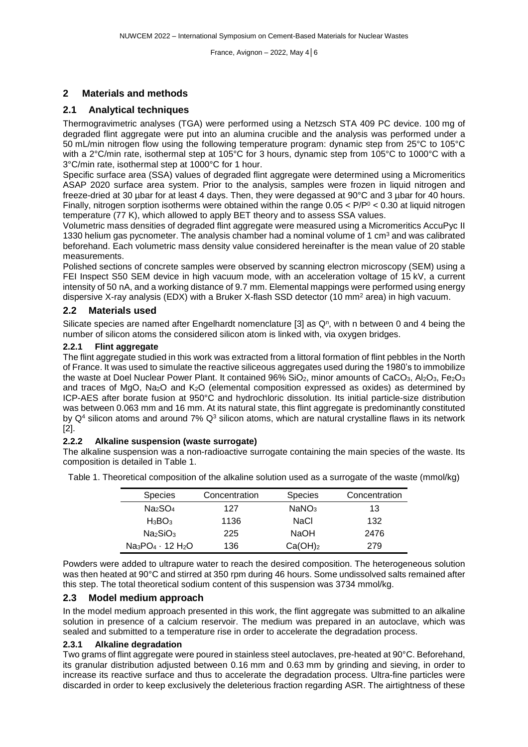## 2 Materials and methods

### 2.1 Analytical techniques

Thermogravimetric analyses (TGA) were performed using a Netzsch STA 409 PC device. 100 mg of degraded flint aggregate were put into an alumina crucible and the analysis was performed under a 50 mL/min nitrogen flow using the following temperature program: dynamic step from 25°C to 105°C with a 2°C/min rate, isothermal step at 105°C for 3 hours, dynamic step from 105°C to 1000°C with a 3°C/min rate, isothermal step at 1000°C for 1 hour.

Specific surface area (SSA) values of degraded flint aggregate were determined using a Micromeritics ASAP 2020 surface area system. Prior to the analysis, samples were frozen in liquid nitrogen and freeze-dried at 30 µbar for at least 4 days. Then, they were degassed at 90°C and 3 µbar for 40 hours. Finally, nitrogen sorption isotherms were obtained within the range $0.05 < P/P^0 < 0.30$ at liquid nitrogen temperature (77 K), which allowed to apply BET theory and to assess SSA values.

Volumetric mass densities of degraded flint aggregate were measured using a Micromeritics AccuPyc II 1330 helium gas pycnometer. The analysis chamber had a nominal volume of 1 $cm^3$ and was calibrated beforehand. Each volumetric mass density value considered hereinafter is the mean value of 20 stable measurements.

Polished sections of concrete samples were observed by scanning electron microscopy (SEM) using a FEI Inspect S50 SEM device in high vacuum mode, with an acceleration voltage of 15 kV, a current intensity of 50 nA, and a working distance of 9.7 mm. Elemental mappings were performed using energy dispersive X-ray analysis (EDX) with a Bruker X-flash SSD detector (10 $mm^2$ area) in high vacuum.

### 2.2 Materials used

Silicate species are named after Engelhardt nomenclature [3] as $Q^n$, with n between 0 and 4 being the number of silicon atoms the considered silicon atom is linked with, via oxygen bridges.

#### 2.2.1 Flint aggregate

The flint aggregate studied in this work was extracted from a littoral formation of flint pebbles in the North of France. It was used to simulate the reactive siliceous aggregates used during the 1980's to immobilize the waste at Doel Nuclear Power Plant. It contained 96% $SiO_2$, minor amounts of $CaCO_3$, $Al_2O_3$, $Fe_2O_3$ and traces of MgO, $Na_2O$ and $K_2O$ (elemental composition expressed as oxides) as determined by ICP-AES after borate fusion at 950°C and hydrochloric dissolution. Its initial particle-size distribution was between 0.063 mm and 16 mm. At its natural state, this flint aggregate is predominantly constituted by $Q^4$ silicon atoms and around 7% $Q^3$ silicon atoms, which are natural crystalline flaws in its network [2].

#### 2.2.2 Alkaline suspension (waste surrogate)

The alkaline suspension was a non-radioactive surrogate containing the main species of the waste. Its composition is detailed in Table 1.

Table 1. Theoretical composition of the alkaline solution used as a surrogate of the waste (mmol/kg)

| Species | Concentration | Species | Concentration |
|---|---|---|---|
| $Na_2SO_4$ | 127 | $NaNO_3$ | 13 |
| $H_3BO_3$ | 1136 | NaCl | 132 |
| $Na_2SiO_3$ | 225 | NaOH | 2476 |
| $Na_3PO_4 \cdot 12\ H_2O$ | 136 | $Ca(OH)_2$ | 279 |

Powders were added to ultrapure water to reach the desired composition. The heterogeneous solution was then heated at 90°C and stirred at 350 rpm during 46 hours. Some undissolved salts remained after this step. The total theoretical sodium content of this suspension was 3734 mmol/kg.

### 2.3 Model medium approach

In the model medium approach presented in this work, the flint aggregate was submitted to an alkaline solution in presence of a calcium reservoir. The medium was prepared in an autoclave, which was sealed and submitted to a temperature rise in order to accelerate the degradation process.

#### 2.3.1 Alkaline degradation

Two grams of flint aggregate were poured in stainless steel autoclaves, pre-heated at 90°C. Beforehand, its granular distribution adjusted between 0.16 mm and 0.63 mm by grinding and sieving, in order to increase its reactive surface and thus to accelerate the degradation process. Ultra-fine particles were discarded in order to keep exclusively the deleterious fraction regarding ASR. The airtightness of these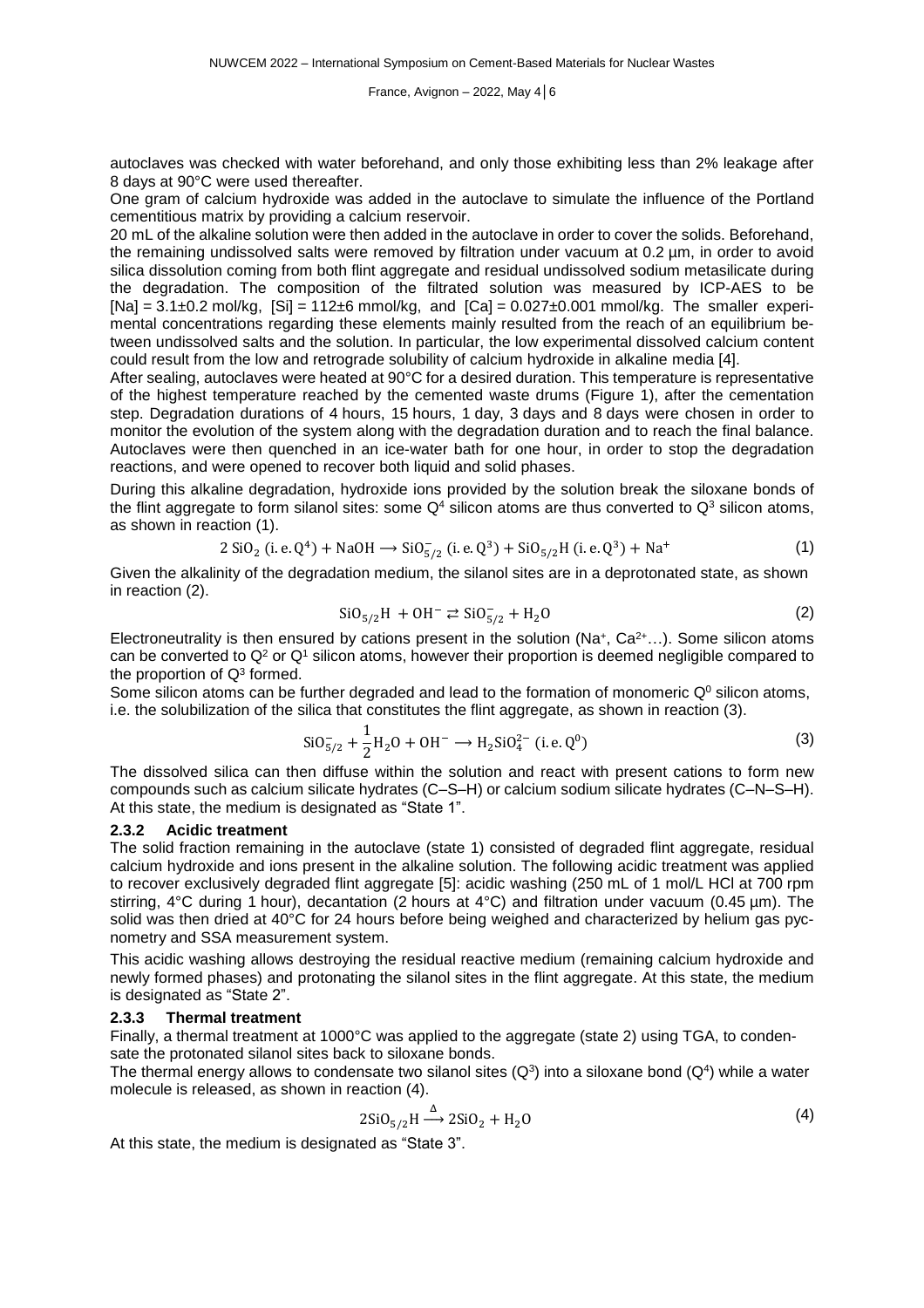autoclaves was checked with water beforehand, and only those exhibiting less than 2% leakage after 8 days at 90°C were used thereafter.

One gram of calcium hydroxide was added in the autoclave to simulate the influence of the Portland cementitious matrix by providing a calcium reservoir.

20 mL of the alkaline solution were then added in the autoclave in order to cover the solids. Beforehand, the remaining undissolved salts were removed by filtration under vacuum at 0.2 µm, in order to avoid silica dissolution coming from both flint aggregate and residual undissolved sodium metasilicate during the degradation. The composition of the filtrated solution was measured by ICP-AES to be [Na] = 3.1±0.2 mol/kg, [Si] = 112±6 mmol/kg, and [Ca] = 0.027±0.001 mmol/kg. The smaller experimental concentrations regarding these elements mainly resulted from the reach of an equilibrium between undissolved salts and the solution. In particular, the low experimental dissolved calcium content could result from the low and retrograde solubility of calcium hydroxide in alkaline media [4].

After sealing, autoclaves were heated at 90°C for a desired duration. This temperature is representative of the highest temperature reached by the cemented waste drums (Figure 1), after the cementation step. Degradation durations of 4 hours, 15 hours, 1 day, 3 days and 8 days were chosen in order to monitor the evolution of the system along with the degradation duration and to reach the final balance. Autoclaves were then quenched in an ice-water bath for one hour, in order to stop the degradation reactions, and were opened to recover both liquid and solid phases.

During this alkaline degradation, hydroxide ions provided by the solution break the siloxane bonds of the flint aggregate to form silanol sites: some $Q^4$ silicon atoms are thus converted to $Q^3$ silicon atoms, as shown in reaction (1).

$$2\ \mathrm{SiO_2}\ (\mathrm{i.e.}\ \mathrm{Q^4}) + \mathrm{NaOH} \longrightarrow \mathrm{SiO_{5/2}^-}\ (\mathrm{i.e.}\ \mathrm{Q^3}) + \mathrm{SiO_{5/2}H}\ (\mathrm{i.e.}\ \mathrm{Q^3}) + \mathrm{Na^+} \tag{1}$$

Given the alkalinity of the degradation medium, the silanol sites are in a deprotonated state, as shown in reaction (2).

$$\mathrm{SiO_{5/2}H} + \mathrm{OH^-} \rightleftarrows \mathrm{SiO_{5/2}^-} + \mathrm{H_2O} \tag{2}$$

Electroneutrality is then ensured by cations present in the solution ($Na^+$, $Ca^{2+}$…). Some silicon atoms can be converted to $Q^2$ or $Q^1$ silicon atoms, however their proportion is deemed negligible compared to the proportion of $Q^3$ formed.

Some silicon atoms can be further degraded and lead to the formation of monomeric $Q^0$ silicon atoms, i.e. the solubilization of the silica that constitutes the flint aggregate, as shown in reaction (3).

$$\mathrm{SiO_{5/2}^-} + \frac{1}{2}\mathrm{H_2O} + \mathrm{OH^-} \longrightarrow \mathrm{H_2SiO_4^{2-}}\ (\mathrm{i.e.}\ \mathrm{Q^0}) \tag{3}$$

The dissolved silica can then diffuse within the solution and react with present cations to form new compounds such as calcium silicate hydrates (C–S–H) or calcium sodium silicate hydrates (C–N–S–H). At this state, the medium is designated as "State 1".

### 2.3.2 Acidic treatment

The solid fraction remaining in the autoclave (state 1) consisted of degraded flint aggregate, residual calcium hydroxide and ions present in the alkaline solution. The following acidic treatment was applied to recover exclusively degraded flint aggregate [5]: acidic washing (250 mL of 1 mol/L HCl at 700 rpm stirring, 4°C during 1 hour), decantation (2 hours at 4°C) and filtration under vacuum (0.45 µm). The solid was then dried at 40°C for 24 hours before being weighed and characterized by helium gas pycnometry and SSA measurement system.

This acidic washing allows destroying the residual reactive medium (remaining calcium hydroxide and newly formed phases) and protonating the silanol sites in the flint aggregate. At this state, the medium is designated as "State 2".

### 2.3.3 Thermal treatment

Finally, a thermal treatment at 1000°C was applied to the aggregate (state 2) using TGA, to condensate the protonated silanol sites back to siloxane bonds.

The thermal energy allows to condensate two silanol sites ($Q^3$) into a siloxane bond ($Q^4$) while a water molecule is released, as shown in reaction (4).

$$2\mathrm{SiO_{5/2}H} \xrightarrow{\Delta} 2\mathrm{SiO_2} + \mathrm{H_2O} \tag{4}$$

At this state, the medium is designated as "State 3".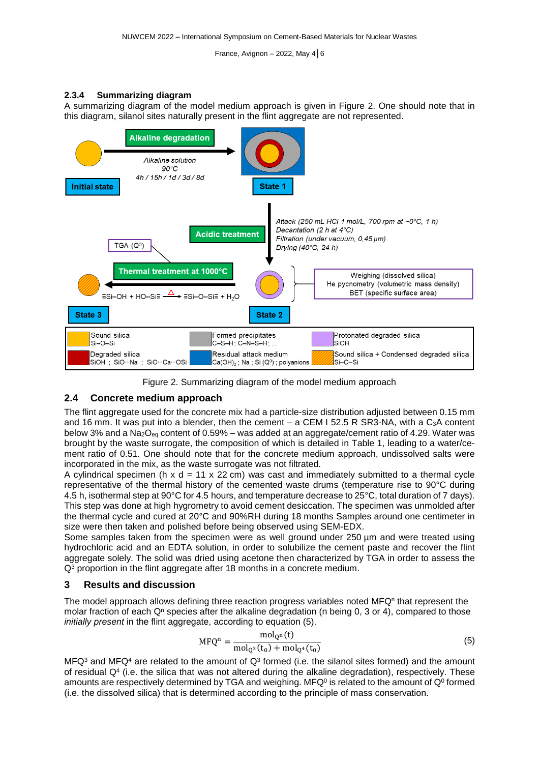### 2.3.4 Summarizing diagram

A summarizing diagram of the model medium approach is given in Figure 2. One should note that in this diagram, silanol sites naturally present in the flint aggregate are not represented.

Figure 2. Summarizing diagram of the model medium approach

## 2.4 Concrete medium approach

The flint aggregate used for the concrete mix had a particle-size distribution adjusted between 0.15 mm and 16 mm. It was put into a blender, then the cement – a CEM I 52.5 R SR3-NA, with a $C_3A$ content below 3% and a $Na_2O_{eq}$ content of 0.59% – was added at an aggregate/cement ratio of 4.29. Water was brought by the waste surrogate, the composition of which is detailed in Table 1, leading to a water/cement ratio of 0.51. One should note that for the concrete medium approach, undissolved salts were incorporated in the mix, as the waste surrogate was not filtrated.

A cylindrical specimen (h x d = 11 x 22 cm) was cast and immediately submitted to a thermal cycle representative of the thermal history of the cemented waste drums (temperature rise to 90°C during 4.5 h, isothermal step at 90°C for 4.5 hours, and temperature decrease to 25°C, total duration of 7 days). This step was done at high hygrometry to avoid cement desiccation. The specimen was unmolded after the thermal cycle and cured at 20°C and 90%RH during 18 months Samples around one centimeter in size were then taken and polished before being observed using SEM-EDX.

Some samples taken from the specimen were as well ground under 250 µm and were treated using hydrochloric acid and an EDTA solution, in order to solubilize the cement paste and recover the flint aggregate solely. The solid was dried using acetone then characterized by TGA in order to assess the $Q^3$ proportion in the flint aggregate after 18 months in a concrete medium.

# 3 Results and discussion

The model approach allows defining three reaction progress variables noted $MFQ^n$ that represent the molar fraction of each $Q^n$ species after the alkaline degradation (n being 0, 3 or 4), compared to those *initially present* in the flint aggregate, according to equation (5).

$$MFQ^n = \frac{mol_{Q^n}(t)}{mol_{Q^3}(t_0) + mol_{Q^4}(t_0)} \tag{5}$$

$MFQ^3$ and $MFQ^4$ are related to the amount of $Q^3$ formed (i.e. the silanol sites formed) and the amount of residual $Q^4$ (i.e. the silica that was not altered during the alkaline degradation), respectively. These amounts are respectively determined by TGA and weighing. $MFQ^0$ is related to the amount of $Q^0$ formed (i.e. the dissolved silica) that is determined according to the principle of mass conservation.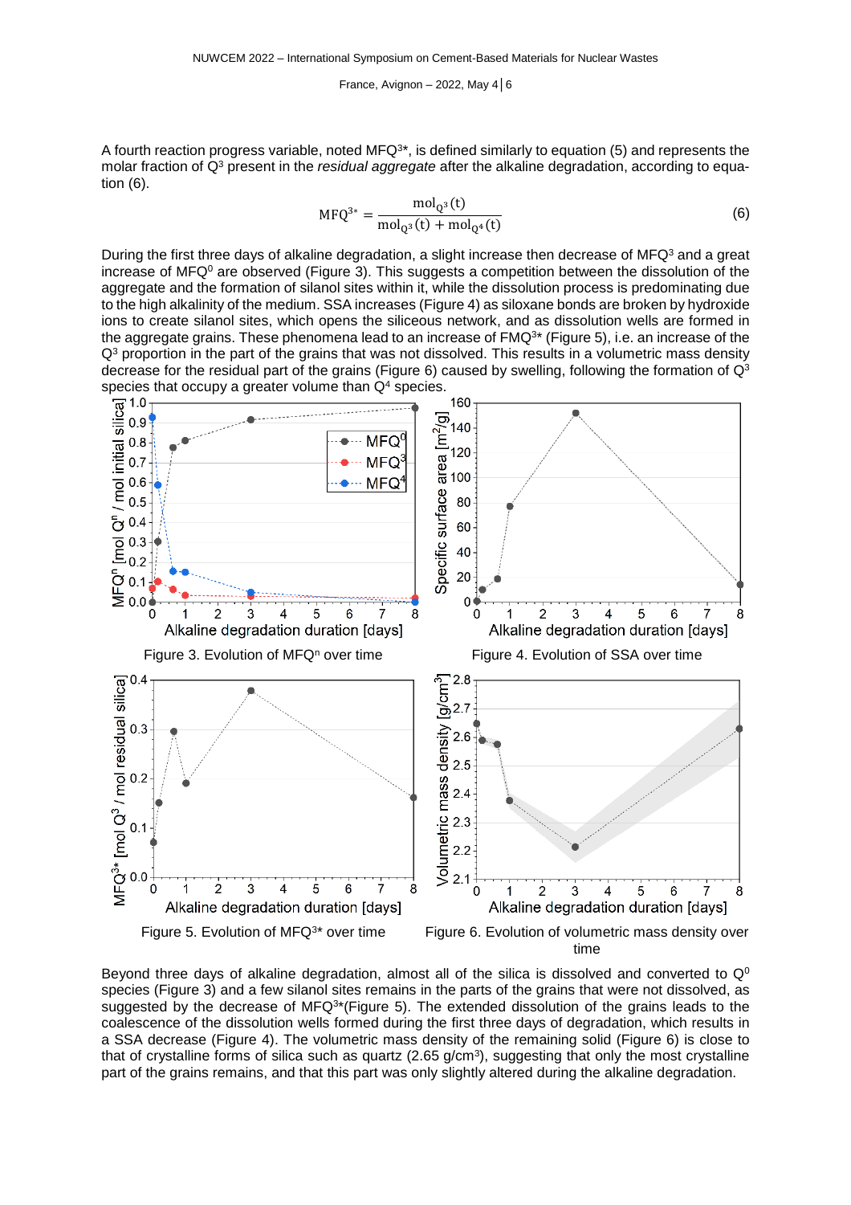A fourth reaction progress variable, noted $MFQ^{3*}$, is defined similarly to equation (5) and represents the molar fraction of $Q^3$ present in the *residual aggregate* after the alkaline degradation, according to equation (6).

$$MFQ^{3*} = \frac{mol_{Q^3}(t)}{mol_{Q^3}(t) + mol_{Q^4}(t)} \tag{6}$$

During the first three days of alkaline degradation, a slight increase then decrease of $MFQ^3$ and a great increase of $MFQ^0$ are observed (Figure 3). This suggests a competition between the dissolution of the aggregate and the formation of silanol sites within it, while the dissolution process is predominating due to the high alkalinity of the medium. SSA increases (Figure 4) as siloxane bonds are broken by hydroxide ions to create silanol sites, which opens the siliceous network, and as dissolution wells are formed in the aggregate grains. These phenomena lead to an increase of $FMQ^{3*}$ (Figure 5), i.e. an increase of the $Q^3$ proportion in the part of the grains that was not dissolved. This results in a volumetric mass density decrease for the residual part of the grains (Figure 6) caused by swelling, following the formation of $Q^3$ species that occupy a greater volume than $Q^4$ species.

Figure 3. Evolution of $MFQ^n$ over time

Figure 4. Evolution of SSA over time

Figure 5. Evolution of $MFQ^{3*}$ over time

Figure 6. Evolution of volumetric mass density over time

Beyond three days of alkaline degradation, almost all of the silica is dissolved and converted to $Q^0$ species (Figure 3) and a few silanol sites remains in the parts of the grains that were not dissolved, as suggested by the decrease of $MFQ^{3*}$(Figure 5). The extended dissolution of the grains leads to the coalescence of the dissolution wells formed during the first three days of degradation, which results in a SSA decrease (Figure 4). The volumetric mass density of the remaining solid (Figure 6) is close to that of crystalline forms of silica such as quartz (2.65 g/cm³), suggesting that only the most crystalline part of the grains remains, and that this part was only slightly altered during the alkaline degradation.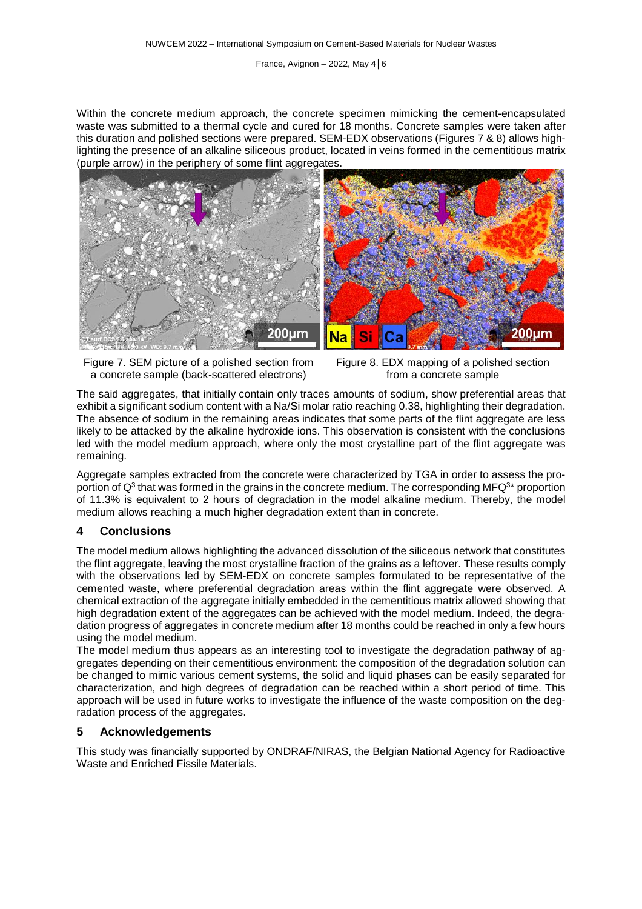Within the concrete medium approach, the concrete specimen mimicking the cement-encapsulated waste was submitted to a thermal cycle and cured for 18 months. Concrete samples were taken after this duration and polished sections were prepared. SEM-EDX observations (Figures 7 & 8) allows highlighting the presence of an alkaline siliceous product, located in veins formed in the cementitious matrix (purple arrow) in the periphery of some flint aggregates.

Figure 7. SEM picture of a polished section from a concrete sample (back-scattered electrons)

Figure 8. EDX mapping of a polished section from a concrete sample

The said aggregates, that initially contain only traces amounts of sodium, show preferential areas that exhibit a significant sodium content with a Na/Si molar ratio reaching 0.38, highlighting their degradation. The absence of sodium in the remaining areas indicates that some parts of the flint aggregate are less likely to be attacked by the alkaline hydroxide ions. This observation is consistent with the conclusions led with the model medium approach, where only the most crystalline part of the flint aggregate was remaining.

Aggregate samples extracted from the concrete were characterized by TGA in order to assess the proportion of $Q^3$ that was formed in the grains in the concrete medium. The corresponding $MFQ^{3*}$ proportion of 11.3% is equivalent to 2 hours of degradation in the model alkaline medium. Thereby, the model medium allows reaching a much higher degradation extent than in concrete.

## 4 Conclusions

The model medium allows highlighting the advanced dissolution of the siliceous network that constitutes the flint aggregate, leaving the most crystalline fraction of the grains as a leftover. These results comply with the observations led by SEM-EDX on concrete samples formulated to be representative of the cemented waste, where preferential degradation areas within the flint aggregate were observed. A chemical extraction of the aggregate initially embedded in the cementitious matrix allowed showing that high degradation extent of the aggregates can be achieved with the model medium. Indeed, the degradation progress of aggregates in concrete medium after 18 months could be reached in only a few hours using the model medium.

The model medium thus appears as an interesting tool to investigate the degradation pathway of aggregates depending on their cementitious environment: the composition of the degradation solution can be changed to mimic various cement systems, the solid and liquid phases can be easily separated for characterization, and high degrees of degradation can be reached within a short period of time. This approach will be used in future works to investigate the influence of the waste composition on the degradation process of the aggregates.

## 5 Acknowledgements

This study was financially supported by ONDRAF/NIRAS, the Belgian National Agency for Radioactive Waste and Enriched Fissile Materials.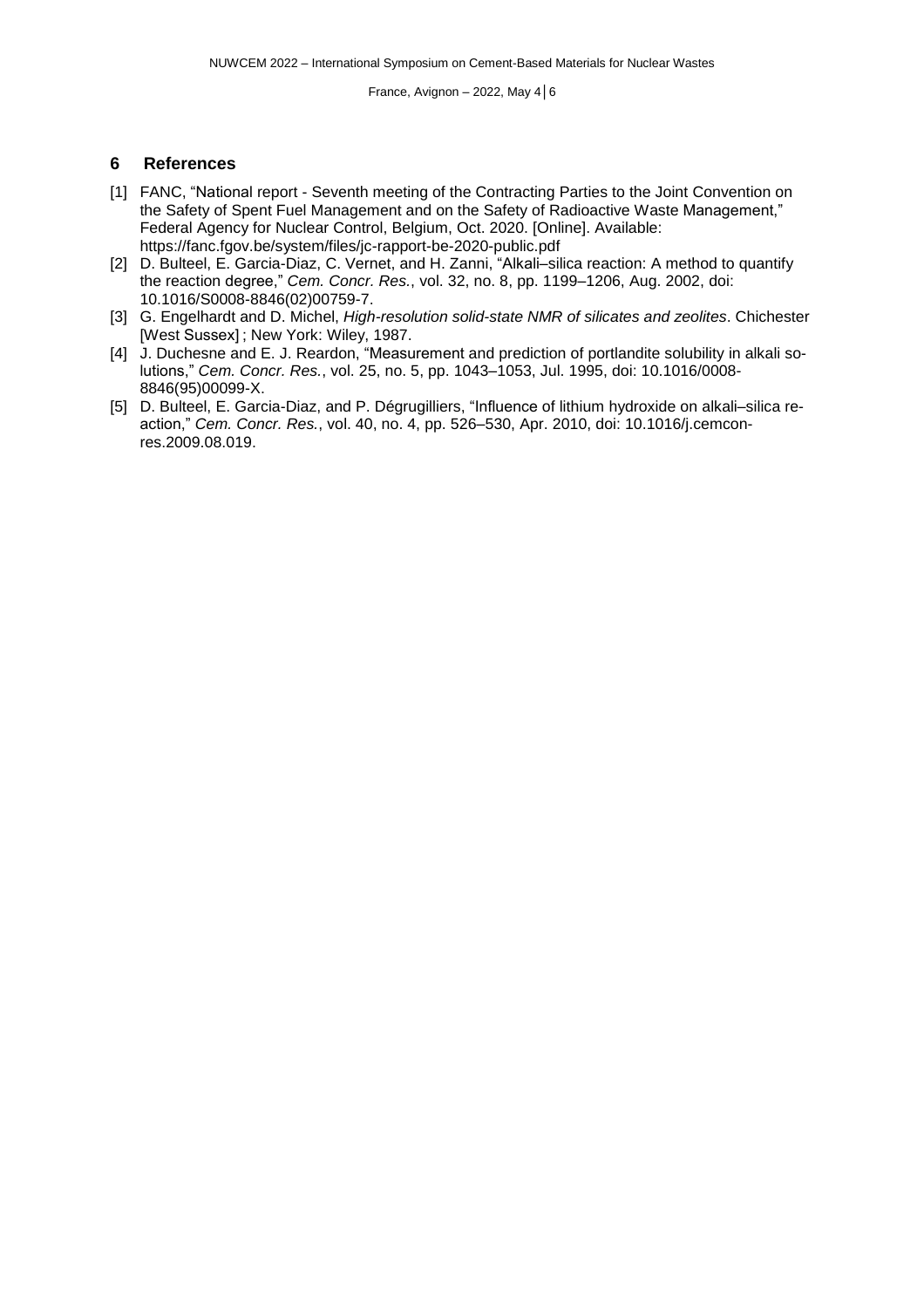## 6 References

[1] FANC, "National report - Seventh meeting of the Contracting Parties to the Joint Convention on the Safety of Spent Fuel Management and on the Safety of Radioactive Waste Management," Federal Agency for Nuclear Control, Belgium, Oct. 2020. [Online]. Available: https://fanc.fgov.be/system/files/jc-rapport-be-2020-public.pdf

[2] D. Bulteel, E. Garcia-Diaz, C. Vernet, and H. Zanni, "Alkali–silica reaction: A method to quantify the reaction degree," *Cem. Concr. Res.*, vol. 32, no. 8, pp. 1199–1206, Aug. 2002, doi: 10.1016/S0008-8846(02)00759-7.

[3] G. Engelhardt and D. Michel, *High-resolution solid-state NMR of silicates and zeolites*. Chichester [West Sussex] ; New York: Wiley, 1987.

[4] J. Duchesne and E. J. Reardon, "Measurement and prediction of portlandite solubility in alkali solutions," *Cem. Concr. Res.*, vol. 25, no. 5, pp. 1043–1053, Jul. 1995, doi: 10.1016/0008-8846(95)00099-X.

[5] D. Bulteel, E. Garcia-Diaz, and P. Dégrugilliers, "Influence of lithium hydroxide on alkali–silica reaction," *Cem. Concr. Res.*, vol. 40, no. 4, pp. 526–530, Apr. 2010, doi: 10.1016/j.cemconres.2009.08.019.